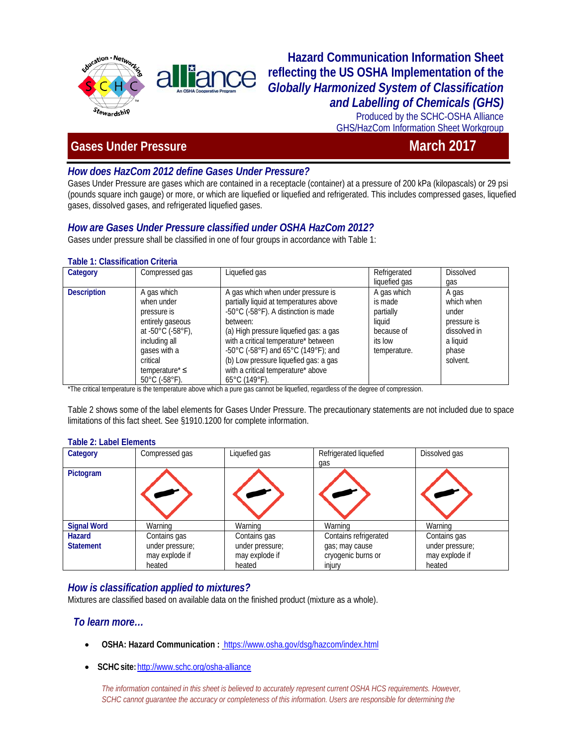# Hazard Communication Information Sheet reflecting the US OSHA Implementation of the *Globally Harmonized System of Classification and Labelling of Chemicals (GHS)*

Produced by the SCHC-OSHA Alliance
GHS/HazCom Information Sheet Workgroup

## Gases Under Pressure — March 2017

### *How does HazCom 2012 define Gases Under Pressure?*

Gases Under Pressure are gases which are contained in a receptacle (container) at a pressure of 200 kPa (kilopascals) or 29 psi (pounds square inch gauge) or more, or which are liquefied or liquefied and refrigerated. This includes compressed gases, liquefied gases, dissolved gases, and refrigerated liquefied gases.

### *How are Gases Under Pressure classified under OSHA HazCom 2012?*

Gases under pressure shall be classified in one of four groups in accordance with Table 1:

**Table 1: Classification Criteria**

| **Category** | Compressed gas | Liquefied gas | Refrigerated liquefied gas | Dissolved gas |
|---|---|---|---|---|
| **Description** | A gas which when under pressure is entirely gaseous at -50°C (-58°F), including all gases with a critical temperature* ≤ 50°C (-58°F). | A gas which when under pressure is partially liquid at temperatures above -50°C (-58°F). A distinction is made between: (a) High pressure liquefied gas: a gas with a critical temperature* between -50°C (-58°F) and 65°C (149°F); and (b) Low pressure liquefied gas: a gas with a critical temperature* above 65°C (149°F). | A gas which is made partially liquid because of its low temperature. | A gas which when under pressure is dissolved in a liquid phase solvent. |

*The critical temperature is the temperature above which a pure gas cannot be liquefied, regardless of the degree of compression.

Table 2 shows some of the label elements for Gases Under Pressure. The precautionary statements are not included due to space limitations of this fact sheet. See §1910.1200 for complete information.

**Table 2: Label Elements**

| **Category** | Compressed gas | Liquefied gas | Refrigerated liquefied gas | Dissolved gas |
|---|---|---|---|---|
| **Pictogram** | | | | |
| **Signal Word** | Warning | Warning | Warning | Warning |
| **Hazard Statement** | Contains gas under pressure; may explode if heated | Contains gas under pressure; may explode if heated | Contains refrigerated gas; may cause cryogenic burns or injury | Contains gas under pressure; may explode if heated |

### *How is classification applied to mixtures?*

Mixtures are classified based on available data on the finished product (mixture as a whole).

### *To learn more…*

- **OSHA: Hazard Communication :** https://www.osha.gov/dsg/hazcom/index.html
- **SCHC site:** http://www.schc.org/osha-alliance

*The information contained in this sheet is believed to accurately represent current OSHA HCS requirements. However, SCHC cannot guarantee the accuracy or completeness of this information. Users are responsible for determining the*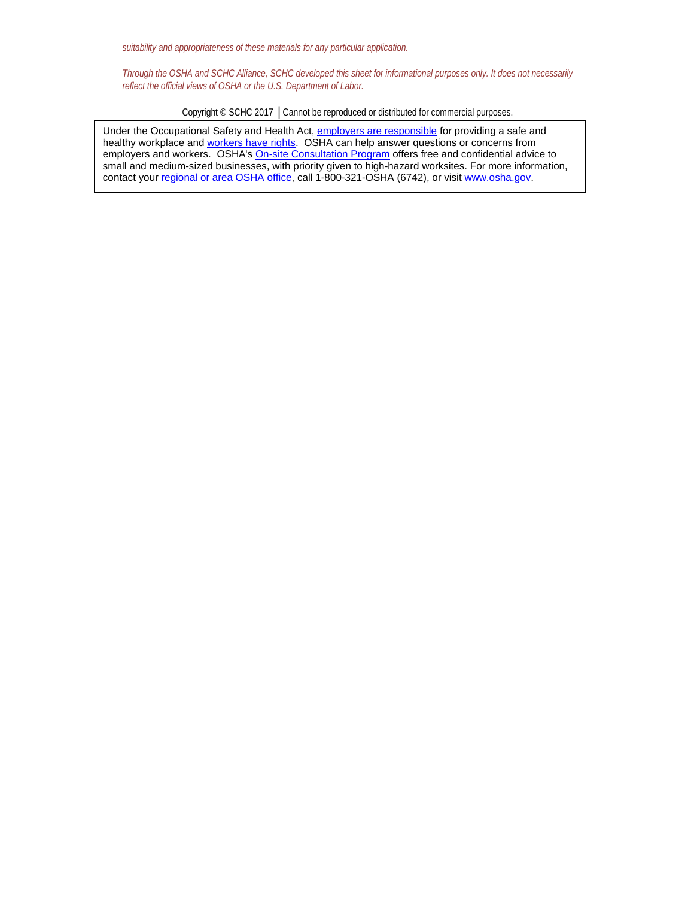*suitability and appropriateness of these materials for any particular application.*

*Through the OSHA and SCHC Alliance, SCHC developed this sheet for informational purposes only. It does not necessarily reflect the official views of OSHA or the U.S. Department of Labor.*

Copyright © SCHC 2017 | Cannot be reproduced or distributed for commercial purposes.

Under the Occupational Safety and Health Act, employers are responsible for providing a safe and healthy workplace and workers have rights. OSHA can help answer questions or concerns from employers and workers. OSHA's On-site Consultation Program offers free and confidential advice to small and medium-sized businesses, with priority given to high-hazard worksites. For more information, contact your regional or area OSHA office, call 1-800-321-OSHA (6742), or visit www.osha.gov.